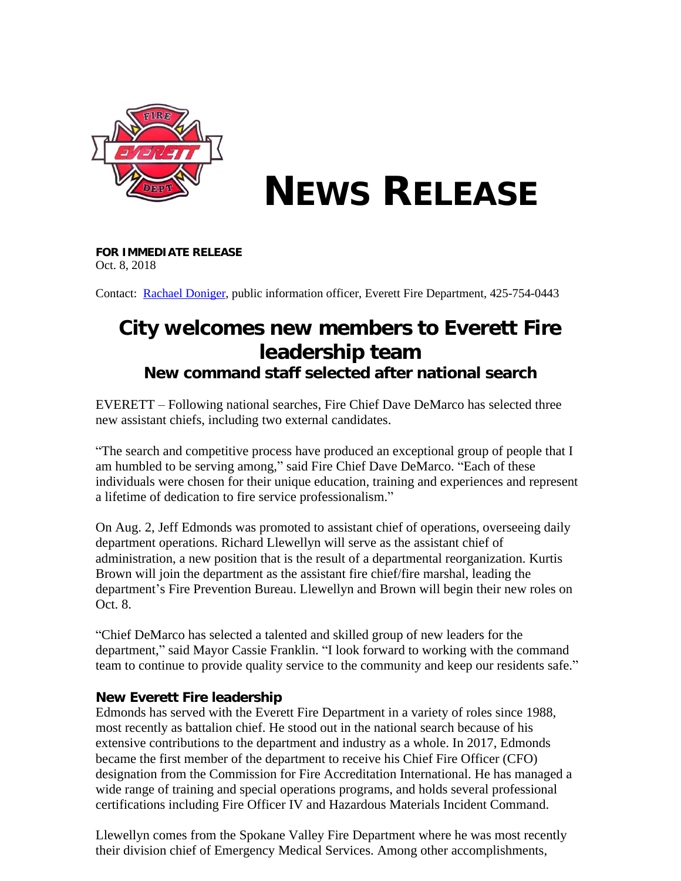# NEWS RELEASE

**FOR IMMEDIATE RELEASE**
Oct. 8, 2018

Contact: [Rachael Doniger](), public information officer, Everett Fire Department, 425-754-0443

# City welcomes new members to Everett Fire leadership team

## New command staff selected after national search

EVERETT – Following national searches, Fire Chief Dave DeMarco has selected three new assistant chiefs, including two external candidates.

"The search and competitive process have produced an exceptional group of people that I am humbled to be serving among," said Fire Chief Dave DeMarco. "Each of these individuals were chosen for their unique education, training and experiences and represent a lifetime of dedication to fire service professionalism."

On Aug. 2, Jeff Edmonds was promoted to assistant chief of operations, overseeing daily department operations. Richard Llewellyn will serve as the assistant chief of administration, a new position that is the result of a departmental reorganization. Kurtis Brown will join the department as the assistant fire chief/fire marshal, leading the department's Fire Prevention Bureau. Llewellyn and Brown will begin their new roles on Oct. 8.

"Chief DeMarco has selected a talented and skilled group of new leaders for the department," said Mayor Cassie Franklin. "I look forward to working with the command team to continue to provide quality service to the community and keep our residents safe."

### New Everett Fire leadership

Edmonds has served with the Everett Fire Department in a variety of roles since 1988, most recently as battalion chief. He stood out in the national search because of his extensive contributions to the department and industry as a whole. In 2017, Edmonds became the first member of the department to receive his Chief Fire Officer (CFO) designation from the Commission for Fire Accreditation International. He has managed a wide range of training and special operations programs, and holds several professional certifications including Fire Officer IV and Hazardous Materials Incident Command.

Llewellyn comes from the Spokane Valley Fire Department where he was most recently their division chief of Emergency Medical Services. Among other accomplishments,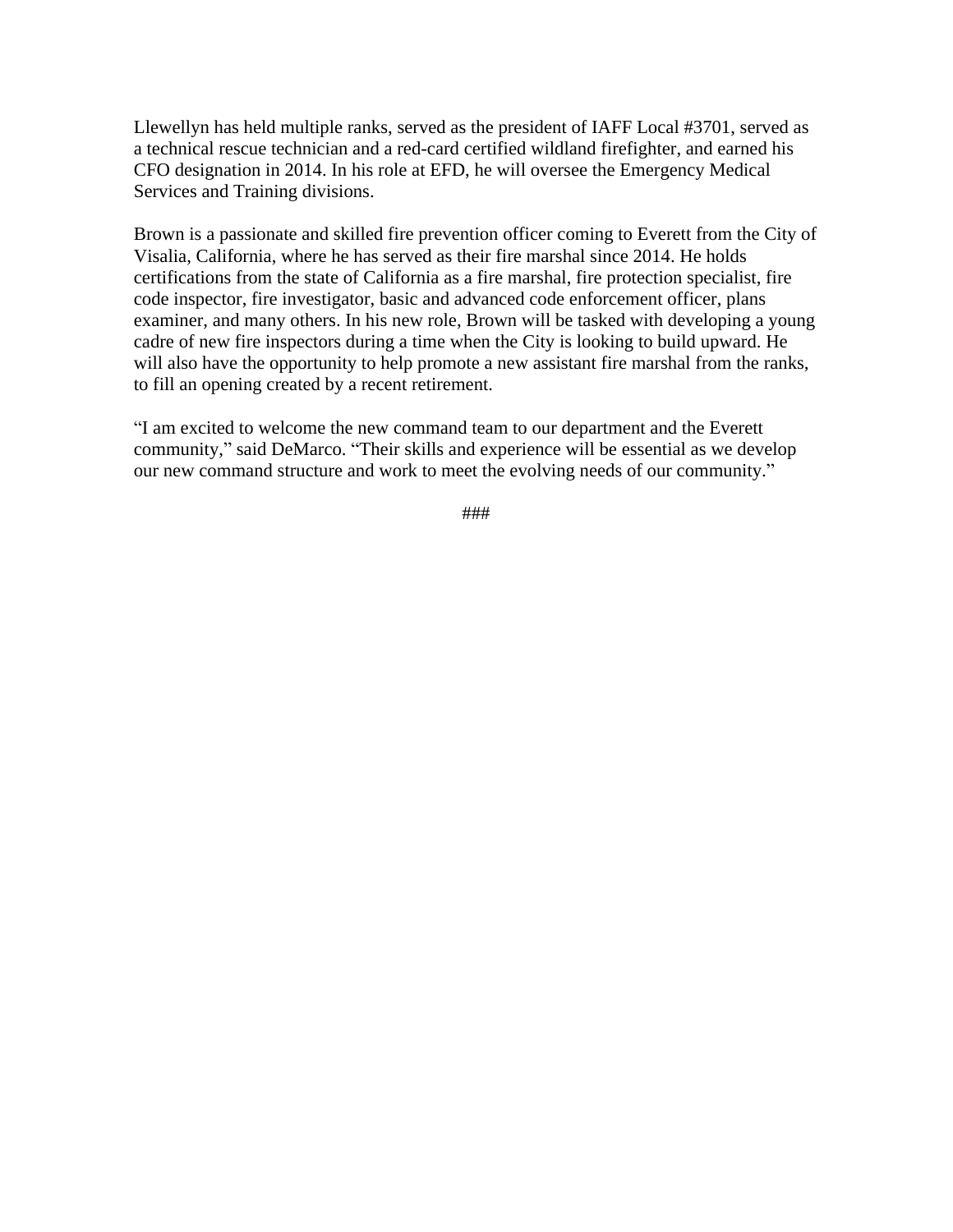Llewellyn has held multiple ranks, served as the president of IAFF Local #3701, served as a technical rescue technician and a red-card certified wildland firefighter, and earned his CFO designation in 2014. In his role at EFD, he will oversee the Emergency Medical Services and Training divisions.

Brown is a passionate and skilled fire prevention officer coming to Everett from the City of Visalia, California, where he has served as their fire marshal since 2014. He holds certifications from the state of California as a fire marshal, fire protection specialist, fire code inspector, fire investigator, basic and advanced code enforcement officer, plans examiner, and many others. In his new role, Brown will be tasked with developing a young cadre of new fire inspectors during a time when the City is looking to build upward. He will also have the opportunity to help promote a new assistant fire marshal from the ranks, to fill an opening created by a recent retirement.

"I am excited to welcome the new command team to our department and the Everett community," said DeMarco. "Their skills and experience will be essential as we develop our new command structure and work to meet the evolving needs of our community."

###